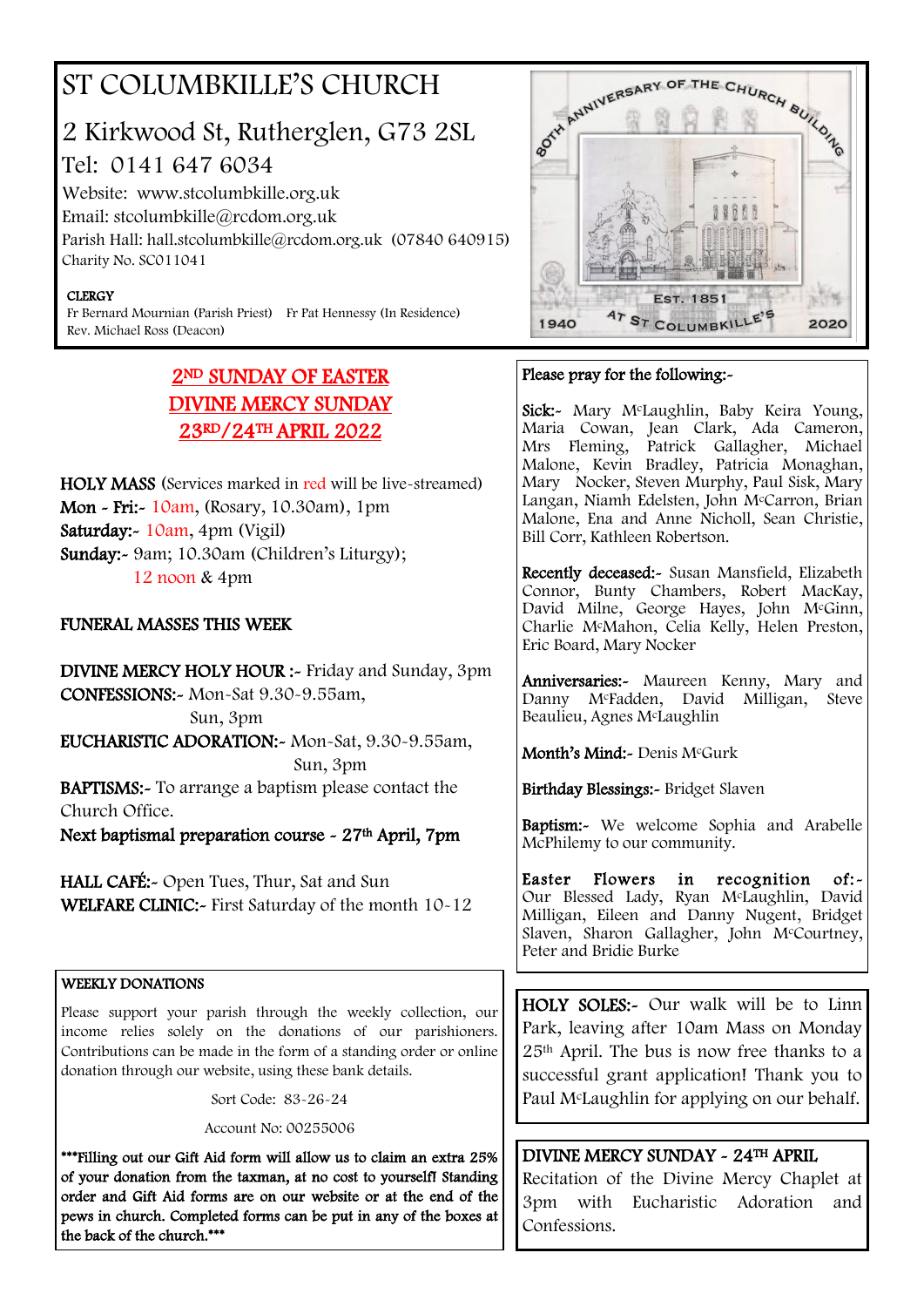# ST COLUMBKILLE'S CHURCH

## 2 Kirkwood St, Rutherglen, G73 2SL

Tel: 0141 647 6034

Website: www.stcolumbkille.org.uk
Email: stcolumbkille@rcdom.org.uk
Parish Hall: hall.stcolumbkille@rcdom.org.uk (07840 640915)
Charity No. SC011041

**CLERGY**
Fr Bernard Mournian (Parish Priest) Fr Pat Hennessy (In Residence)
Rev. Michael Ross (Deacon)

80th ANNIVERSARY OF THE CHURCH BUILDING
EST. 1851
1940 AT ST COLUMBKILLE'S 2020

## 2ND SUNDAY OF EASTER
## DIVINE MERCY SUNDAY
## 23RD/24TH APRIL 2022

**HOLY MASS** (Services marked in red will be live-streamed)
**Mon - Fri:-** 10am, (Rosary, 10.30am), 1pm
**Saturday:-** 10am, 4pm (Vigil)
**Sunday:-** 9am; 10.30am (Children's Liturgy); 12 noon & 4pm

**FUNERAL MASSES THIS WEEK**

**DIVINE MERCY HOLY HOUR :-** Friday and Sunday, 3pm
**CONFESSIONS:-** Mon-Sat 9.30-9.55am, Sun, 3pm
**EUCHARISTIC ADORATION:-** Mon-Sat, 9.30-9.55am, Sun, 3pm
**BAPTISMS:-** To arrange a baptism please contact the Church Office.
**Next baptismal preparation course - 27th April, 7pm**

**HALL CAFÉ:-** Open Tues, Thur, Sat and Sun
**WELFARE CLINIC:-** First Saturday of the month 10-12

**WEEKLY DONATIONS**

Please support your parish through the weekly collection, our income relies solely on the donations of our parishioners. Contributions can be made in the form of a standing order or online donation through our website, using these bank details.

Sort Code: 83-26-24

Account No: 00255006

**\*\*\*Filling out our Gift Aid form will allow us to claim an extra 25% of your donation from the taxman, at no cost to yourself! Standing order and Gift Aid forms are on our website or at the end of the pews in church. Completed forms can be put in any of the boxes at the back of the church.\*\*\***

**Please pray for the following:-**

**Sick:-** Mary McLaughlin, Baby Keira Young, Maria Cowan, Jean Clark, Ada Cameron, Mrs Fleming, Patrick Gallagher, Michael Malone, Kevin Bradley, Patricia Monaghan, Mary Nocker, Steven Murphy, Paul Sisk, Mary Langan, Niamh Edelsten, John McCarron, Brian Malone, Ena and Anne Nicholl, Sean Christie, Bill Corr, Kathleen Robertson.

**Recently deceased:-** Susan Mansfield, Elizabeth Connor, Bunty Chambers, Robert MacKay, David Milne, George Hayes, John McGinn, Charlie McMahon, Celia Kelly, Helen Preston, Eric Board, Mary Nocker

**Anniversaries:-** Maureen Kenny, Mary and Danny McFadden, David Milligan, Steve Beaulieu, Agnes McLaughlin

**Month's Mind:-** Denis McGurk

**Birthday Blessings:-** Bridget Slaven

**Baptism:-** We welcome Sophia and Arabelle McPhilemy to our community.

**Easter Flowers in recognition of:-** Our Blessed Lady, Ryan McLaughlin, David Milligan, Eileen and Danny Nugent, Bridget Slaven, Sharon Gallagher, John McCourtney, Peter and Bridie Burke

**HOLY SOLES:-** Our walk will be to Linn Park, leaving after 10am Mass on Monday 25th April. The bus is now free thanks to a successful grant application! Thank you to Paul McLaughlin for applying on our behalf.

**DIVINE MERCY SUNDAY - 24TH APRIL**
Recitation of the Divine Mercy Chaplet at 3pm with Eucharistic Adoration and Confessions.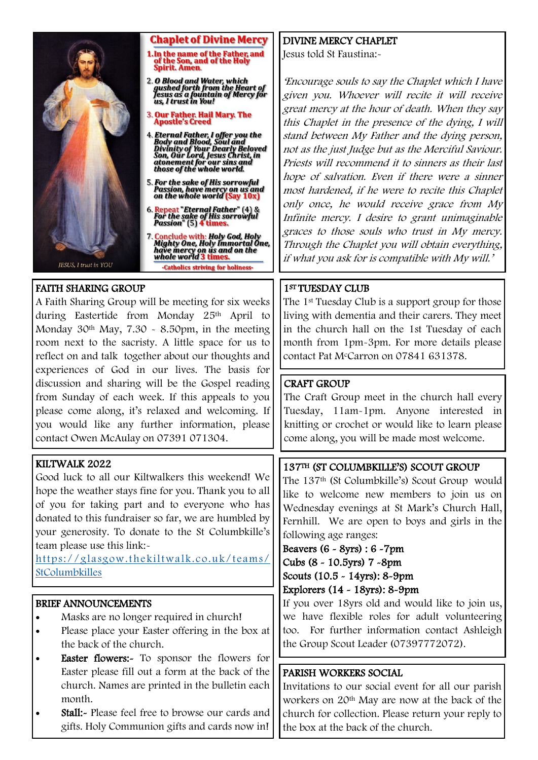## Chaplet of Divine Mercy

1. In the name of the Father, and of the Son, and of the Holy Spirit. Amen.
2. *O Blood and Water, which gushed forth from the Heart of Jesus as a fountain of Mercy for us, I trust in You!*
3. Our Father. Hail Mary. The Apostle's Creed
4. *Eternal Father, I offer you the Body and Blood, Soul and Divinity of Your Dearly Beloved Son, Our Lord, Jesus Christ, in atonement for our sins and those of the whole world.*
5. *For the sake of His sorrowful Passion, have mercy on us and on the whole world* (Say 10x)
6. Repeat "*Eternal Father*" (4) & *For the sake of His sorrowful Passion*" (5) 4 times.
7. Conclude with: *Holy God, Holy Mighty One, Holy Immortal One, have mercy on us and on the whole world* 3 times.

JESUS, I trust in YOU

-Catholics striving for holiness-

## DIVINE MERCY CHAPLET

Jesus told St Faustina:-

*'Encourage souls to say the Chaplet which I have given you. Whoever will recite it will receive great mercy at the hour of death. When they say this Chaplet in the presence of the dying, I will stand between My Father and the dying person, not as the just Judge but as the Merciful Saviour. Priests will recommend it to sinners as their last hope of salvation. Even if there were a sinner most hardened, if he were to recite this Chaplet only once, he would receive grace from My Infinite mercy. I desire to grant unimaginable graces to those souls who trust in My mercy. Through the Chaplet you will obtain everything, if what you ask for is compatible with My will.'*

## FAITH SHARING GROUP

A Faith Sharing Group will be meeting for six weeks during Eastertide from Monday 25th April to Monday 30th May, 7.30 - 8.50pm, in the meeting room next to the sacristy. A little space for us to reflect on and talk together about our thoughts and experiences of God in our lives. The basis for discussion and sharing will be the Gospel reading from Sunday of each week. If this appeals to you please come along, it's relaxed and welcoming. If you would like any further information, please contact Owen McAulay on 07391 071304.

## KILTWALK 2022

Good luck to all our Kiltwalkers this weekend! We hope the weather stays fine for you. Thank you to all of you for taking part and to everyone who has donated to this fundraiser so far, we are humbled by your generosity. To donate to the St Columbkille's team please use this link:-
https://glasgow.thekiltwalk.co.uk/teams/StColumbkilles

## BRIEF ANNOUNCEMENTS

- Masks are no longer required in church!
- Please place your Easter offering in the box at the back of the church.
- **Easter flowers:-** To sponsor the flowers for Easter please fill out a form at the back of the church. Names are printed in the bulletin each month.
- **Stall:-** Please feel free to browse our cards and gifts. Holy Communion gifts and cards now in!

## 1ST TUESDAY CLUB

The 1st Tuesday Club is a support group for those living with dementia and their carers. They meet in the church hall on the 1st Tuesday of each month from 1pm-3pm. For more details please contact Pat McCarron on 07841 631378.

## CRAFT GROUP

The Craft Group meet in the church hall every Tuesday, 11am-1pm. Anyone interested in knitting or crochet or would like to learn please come along, you will be made most welcome.

## 137TH (ST COLUMBKILLE'S) SCOUT GROUP

The 137th (St Columbkille's) Scout Group would like to welcome new members to join us on Wednesday evenings at St Mark's Church Hall, Fernhill. We are open to boys and girls in the following age ranges:

**Beavers (6 - 8yrs) : 6 -7pm**
**Cubs (8 - 10.5yrs) 7 -8pm**
**Scouts (10.5 - 14yrs): 8-9pm**
**Explorers (14 - 18yrs): 8-9pm**

If you over 18yrs old and would like to join us, we have flexible roles for adult volunteering too. For further information contact Ashleigh the Group Scout Leader (07397772072).

## PARISH WORKERS SOCIAL

Invitations to our social event for all our parish workers on 20th May are now at the back of the church for collection. Please return your reply to the box at the back of the church.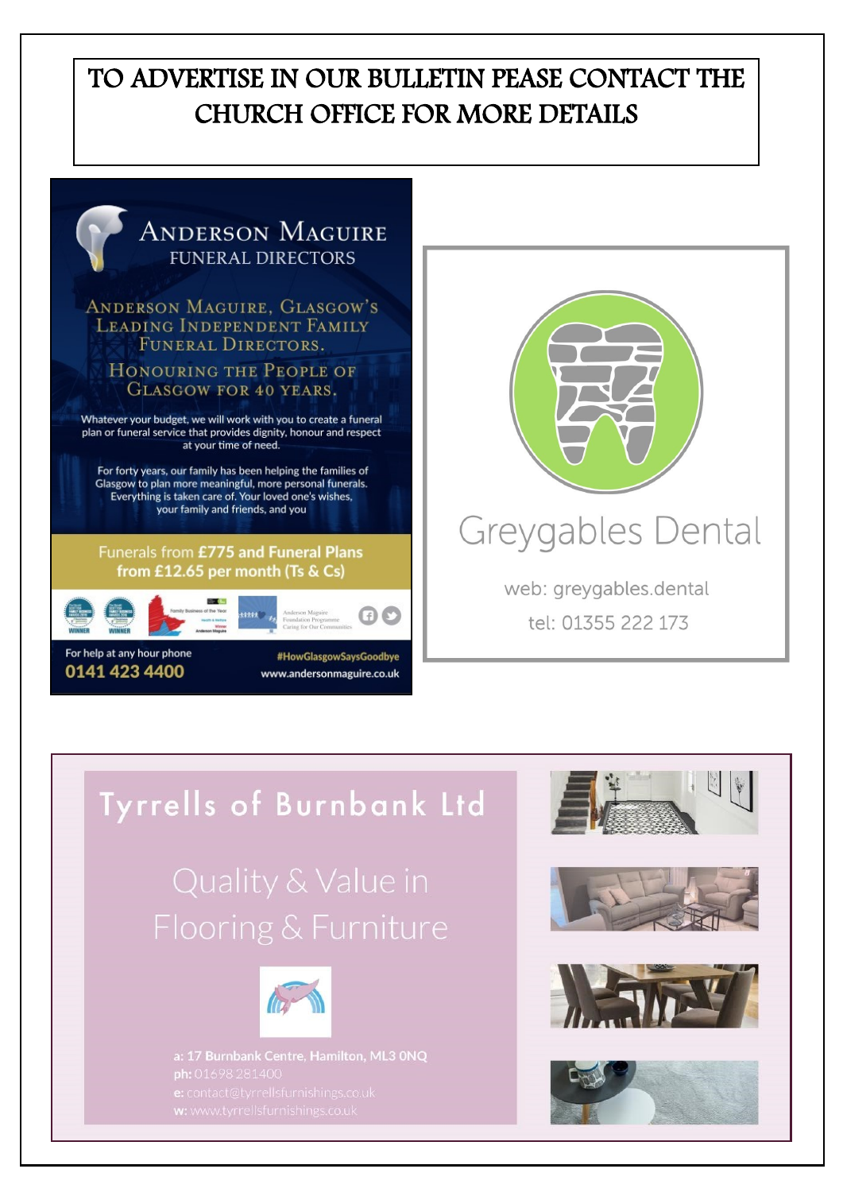TO ADVERTISE IN OUR BULLETIN PEASE CONTACT THE CHURCH OFFICE FOR MORE DETAILS

## Anderson Maguire
FUNERAL DIRECTORS

ANDERSON MAGUIRE, GLASGOW'S LEADING INDEPENDENT FAMILY FUNERAL DIRECTORS.

HONOURING THE PEOPLE OF GLASGOW FOR 40 YEARS.

Whatever your budget, we will work with you to create a funeral plan or funeral service that provides dignity, honour and respect at your time of need.

For forty years, our family has been helping the families of Glasgow to plan more meaningful, more personal funerals. Everything is taken care of. Your loved one's wishes, your family and friends, and you

**Funerals from £775 and Funeral Plans from £12.65 per month (Ts & Cs)**

WINNER WINNER Family Business of the Year Anderson Maguire Foundation Programme Caring for Our Communities

For help at any hour phone
**0141 423 4400**

#HowGlasgowSaysGoodbye
www.andersonmaguire.co.uk

## Greygables Dental

web: greygables.dental

tel: 01355 222 173

## Tyrrells of Burnbank Ltd

Quality & Value in Flooring & Furniture

**a:** 17 Burnbank Centre, Hamilton, ML3 0NQ
**ph:** 01698 281400
**e:** contact@tyrrellsfurnishings.co.uk
**w:** www.tyrrellsfurnishings.co.uk